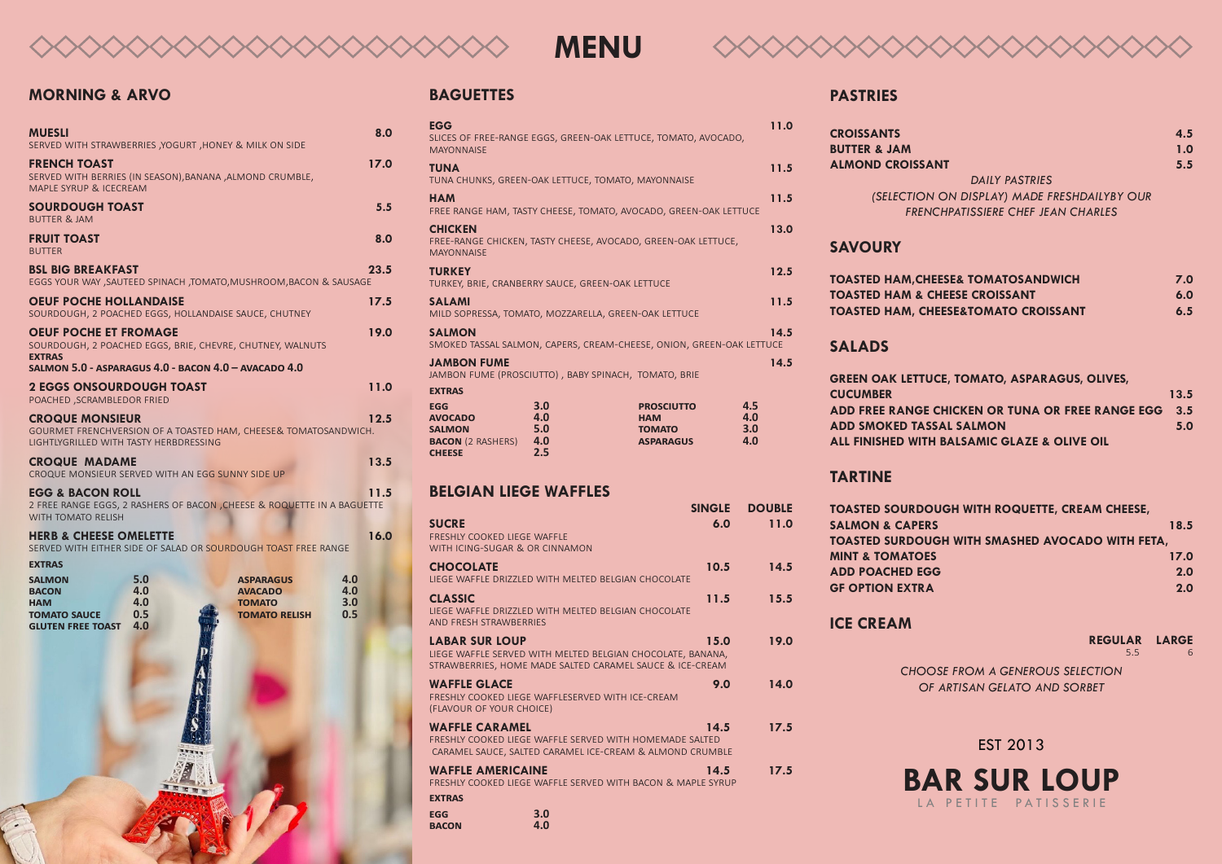# MENU

## MORNING & ARVO

**MUESLI** 8.0
SERVED WITH STRAWBERRIES ,YOGURT ,HONEY & MILK ON SIDE

**FRENCH TOAST** 17.0
SERVED WITH BERRIES (IN SEASON),BANANA ,ALMOND CRUMBLE, MAPLE SYRUP & ICECREAM

**SOURDOUGH TOAST** 5.5
BUTTER & JAM

**FRUIT TOAST** 8.0
BUTTER

**BSL BIG BREAKFAST** 23.5
EGGS YOUR WAY ,SAUTEED SPINACH ,TOMATO,MUSHROOM,BACON & SAUSAGE

**OEUF POCHE HOLLANDAISE** 17.5
SOURDOUGH, 2 POACHED EGGS, HOLLANDAISE SAUCE, CHUTNEY

**OEUF POCHE ET FROMAGE** 19.0
SOURDOUGH, 2 POACHED EGGS, BRIE, CHEVRE, CHUTNEY, WALNUTS

**EXTRAS**
**SALMON 5.0 - ASPARAGUS 4.0 - BACON 4.0 – AVACADO 4.0**

**2 EGGS ONSOURDOUGH TOAST** 11.0
POACHED ,SCRAMBLEDOR FRIED

**CROQUE MONSIEUR** 12.5
GOURMET FRENCHVERSION OF A TOASTED HAM, CHEESE& TOMATOSANDWICH. LIGHTLYGRILLED WITH TASTY HERBDRESSING

**CROQUE MADAME** 13.5
CROQUE MONSIEUR SERVED WITH AN EGG SUNNY SIDE UP

**EGG & BACON ROLL** 11.5
2 FREE RANGE EGGS, 2 RASHERS OF BACON ,CHEESE & ROQUETTE IN A BAGUETTE WITH TOMATO RELISH

**HERB & CHEESE OMELETTE** 16.0
SERVED WITH EITHER SIDE OF SALAD OR SOURDOUGH TOAST FREE RANGE

**EXTRAS**

| | | | |
|---|---|---|---|
| SALMON | 5.0 | ASPARAGUS | 4.0 |
| BACON | 4.0 | AVACADO | 4.0 |
| HAM | 4.0 | TOMATO | 3.0 |
| TOMATO SAUCE | 0.5 | TOMATO RELISH | 0.5 |
| GLUTEN FREE TOAST | 4.0 | | |

## BAGUETTES

**EGG** 11.0
SLICES OF FREE-RANGE EGGS, GREEN-OAK LETTUCE, TOMATO, AVOCADO, MAYONNAISE

**TUNA** 11.5
TUNA CHUNKS, GREEN-OAK LETTUCE, TOMATO, MAYONNAISE

**HAM** 11.5
FREE RANGE HAM, TASTY CHEESE, TOMATO, AVOCADO, GREEN-OAK LETTUCE

**CHICKEN** 13.0
FREE-RANGE CHICKEN, TASTY CHEESE, AVOCADO, GREEN-OAK LETTUCE, MAYONNAISE

**TURKEY** 12.5
TURKEY, BRIE, CRANBERRY SAUCE, GREEN-OAK LETTUCE

**SALAMI** 11.5
MILD SOPRESSA, TOMATO, MOZZARELLA, GREEN-OAK LETTUCE

**SALMON** 14.5
SMOKED TASSAL SALMON, CAPERS, CREAM-CHEESE, ONION, GREEN-OAK LETTUCE

**JAMBON FUME** 14.5
JAMBON FUME (PROSCIUTTO) , BABY SPINACH, TOMATO, BRIE

**EXTRAS**

| | | | |
|---|---|---|---|
| EGG | 3.0 | PROSCIUTTO | 4.5 |
| AVOCADO | 4.0 | HAM | 4.0 |
| SALMON | 5.0 | TOMATO | 3.0 |
| BACON (2 RASHERS) | 4.0 | ASPARAGUS | 4.0 |
| CHEESE | 2.5 | | |

## BELGIAN LIEGE WAFFLES

| | SINGLE | DOUBLE |
|---|---|---|
| **SUCRE**<br>FRESHLY COOKED LIEGE WAFFLE WITH ICING-SUGAR & OR CINNAMON | 6.0 | 11.0 |
| **CHOCOLATE**<br>LIEGE WAFFLE DRIZZLED WITH MELTED BELGIAN CHOCOLATE | 10.5 | 14.5 |
| **CLASSIC**<br>LIEGE WAFFLE DRIZZLED WITH MELTED BELGIAN CHOCOLATE AND FRESH STRAWBERRIES | 11.5 | 15.5 |
| **LABAR SUR LOUP**<br>LIEGE WAFFLE SERVED WITH MELTED BELGIAN CHOCOLATE, BANANA, STRAWBERRIES, HOME MADE SALTED CARAMEL SAUCE & ICE-CREAM | 15.0 | 19.0 |
| **WAFFLE GLACE**<br>FRESHLY COOKED LIEGE WAFFLESERVED WITH ICE-CREAM (FLAVOUR OF YOUR CHOICE) | 9.0 | 14.0 |
| **WAFFLE CARAMEL**<br>FRESHLY COOKED LIEGE WAFFLE SERVED WITH HOMEMADE SALTED CARAMEL SAUCE, SALTED CARAMEL ICE-CREAM & ALMOND CRUMBLE | 14.5 | 17.5 |
| **WAFFLE AMERICAINE**<br>FRESHLY COOKED LIEGE WAFFLE SERVED WITH BACON & MAPLE SYRUP | 14.5 | 17.5 |

**EXTRAS**

| | |
|---|---|
| EGG | 3.0 |
| BACON | 4.0 |

## PASTRIES

| | |
|---|---|
| **CROISSANTS** | 4.5 |
| **BUTTER & JAM** | 1.0 |
| **ALMOND CROISSANT** | 5.5 |

*DAILY PASTRIES*
*(SELECTION ON DISPLAY) MADE FRESHDAILYBY OUR FRENCHPATISSIERE CHEF JEAN CHARLES*

## SAVOURY

| | |
|---|---|
| **TOASTED HAM,CHEESE& TOMATOSANDWICH** | 7.0 |
| **TOASTED HAM & CHEESE CROISSANT** | 6.0 |
| **TOASTED HAM, CHEESE&TOMATO CROISSANT** | 6.5 |

## SALADS

| | |
|---|---|
| **GREEN OAK LETTUCE, TOMATO, ASPARAGUS, OLIVES, CUCUMBER** | 13.5 |
| **ADD FREE RANGE CHICKEN OR TUNA OR FREE RANGE EGG** | 3.5 |
| **ADD SMOKED TASSAL SALMON** | 5.0 |

**ALL FINISHED WITH BALSAMIC GLAZE & OLIVE OIL**

## TARTINE

| | |
|---|---|
| **TOASTED SOURDOUGH WITH ROQUETTE, CREAM CHEESE, SALMON & CAPERS** | 18.5 |
| **TOASTED SURDOUGH WITH SMASHED AVOCADO WITH FETA, MINT & TOMATOES** | 17.0 |
| **ADD POACHED EGG** | 2.0 |
| **GF OPTION EXTRA** | 2.0 |

## ICE CREAM

| REGULAR | LARGE |
|---|---|
| 5.5 | 6 |

*CHOOSE FROM A GENEROUS SELECTION OF ARTISAN GELATO AND SORBET*

EST 2013

# BAR SUR LOUP

LA PETITE PATISSERIE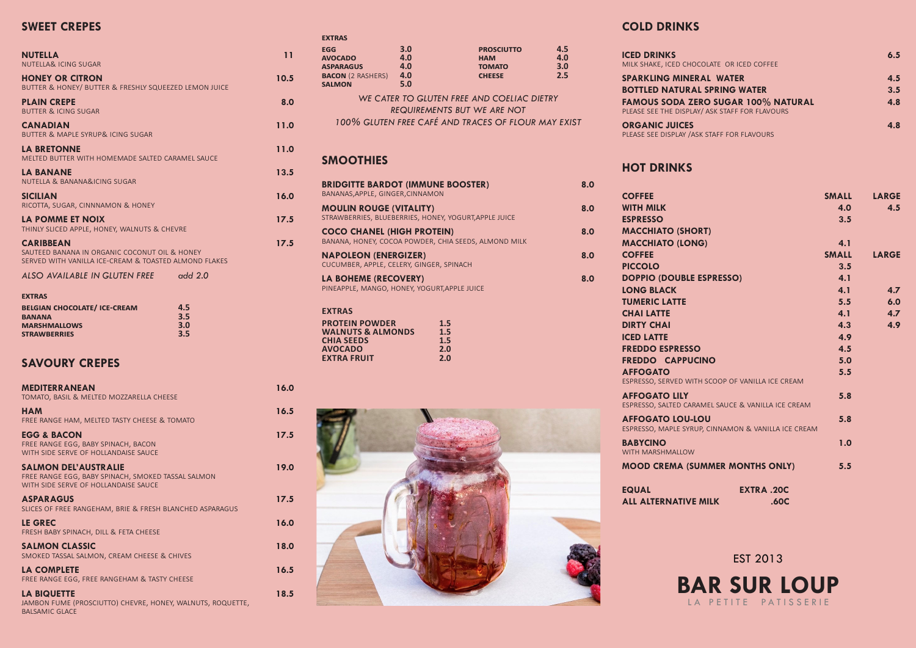## SWEET CREPES

| | |
|---|---|
| **NUTELLA**<br>NUTELLA& ICING SUGAR | 11 |
| **HONEY OR CITRON**<br>BUTTER & HONEY/ BUTTER & FRESHLY SQUEEZED LEMON JUICE | 10.5 |
| **PLAIN CREPE**<br>BUTTER & ICING SUGAR | 8.0 |
| **CANADIAN**<br>BUTTER & MAPLE SYRUP& ICING SUGAR | 11.0 |
| **LA BRETONNE**<br>MELTED BUTTER WITH HOMEMADE SALTED CARAMEL SAUCE | 11.0 |
| **LA BANANE**<br>NUTELLA & BANANA&ICING SUGAR | 13.5 |
| **SICILIAN**<br>RICOTTA, SUGAR, CINNNAMON & HONEY | 16.0 |
| **LA POMME ET NOIX**<br>THINLY SLICED APPLE, HONEY, WALNUTS & CHEVRE | 17.5 |
| **CARIBBEAN**<br>SAUTEED BANANA IN ORGANIC COCONUT OIL & HONEY<br>SERVED WITH VANILLA ICE-CREAM & TOASTED ALMOND FLAKES | 17.5 |

*ALSO AVAILABLE IN GLUTEN FREE add 2.0*

**EXTRAS**

| | |
|---|---|
| **BELGIAN CHOCOLATE/ ICE-CREAM** | 4.5 |
| **BANANA** | 3.5 |
| **MARSHMALLOWS** | 3.0 |
| **STRAWBERRIES** | 3.5 |

## SAVOURY CREPES

| | |
|---|---|
| **MEDITERRANEAN**<br>TOMATO, BASIL & MELTED MOZZARELLA CHEESE | 16.0 |
| **HAM**<br>FREE RANGE HAM, MELTED TASTY CHEESE & TOMATO | 16.5 |
| **EGG & BACON**<br>FREE RANGE EGG, BABY SPINACH, BACON<br>WITH SIDE SERVE OF HOLLANDAISE SAUCE | 17.5 |
| **SALMON DEL'AUSTRALIE**<br>FREE RANGE EGG, BABY SPINACH, SMOKED TASSAL SALMON<br>WITH SIDE SERVE OF HOLLANDAISE SAUCE | 19.0 |
| **ASPARAGUS**<br>SLICES OF FREE RANGEHAM, BRIE & FRESH BLANCHED ASPARAGUS | 17.5 |
| **LE GREC**<br>FRESH BABY SPINACH, DILL & FETA CHEESE | 16.0 |
| **SALMON CLASSIC**<br>SMOKED TASSAL SALMON, CREAM CHEESE & CHIVES | 18.0 |
| **LA COMPLETE**<br>FREE RANGE EGG, FREE RANGEHAM & TASTY CHEESE | 16.5 |
| **LA BIQUETTE**<br>JAMBON FUME (PROSCIUTTO) CHEVRE, HONEY, WALNUTS, ROQUETTE, BALSAMIC GLACE | 18.5 |

**EXTRAS**

| | | | |
|---|---|---|---|
| **EGG** | 3.0 | **PROSCIUTTO** | 4.5 |
| **AVOCADO** | 4.0 | **HAM** | 4.0 |
| **ASPARAGUS** | 4.0 | **TOMATO** | 3.0 |
| **BACON** (2 RASHERS) | 4.0 | **CHEESE** | 2.5 |
| **SALMON** | 5.0 | | |

*WE CATER TO GLUTEN FREE AND COELIAC DIETRY REQUIREMENTS BUT WE ARE NOT 100% GLUTEN FREE CAFÉ AND TRACES OF FLOUR MAY EXIST*

## SMOOTHIES

| | |
|---|---|
| **BRIDGITTE BARDOT (IMMUNE BOOSTER)**<br>BANANAS,APPLE, GINGER,CINNAMON | 8.0 |
| **MOULIN ROUGE (VITALITY)**<br>STRAWBERRIES, BLUEBERRIES, HONEY, YOGURT,APPLE JUICE | 8.0 |
| **COCO CHANEL (HIGH PROTEIN)**<br>BANANA, HONEY, COCOA POWDER, CHIA SEEDS, ALMOND MILK | 8.0 |
| **NAPOLEON (ENERGIZER)**<br>CUCUMBER, APPLE, CELERY, GINGER, SPINACH | 8.0 |
| **LA BOHEME (RECOVERY)**<br>PINEAPPLE, MANGO, HONEY, YOGURT,APPLE JUICE | 8.0 |

**EXTRAS**

| | |
|---|---|
| **PROTEIN POWDER** | 1.5 |
| **WALNUTS & ALMONDS** | 1.5 |
| **CHIA SEEDS** | 1.5 |
| **AVOCADO** | 2.0 |
| **EXTRA FRUIT** | 2.0 |

## COLD DRINKS

| | |
|---|---|
| **ICED DRINKS**<br>MILK SHAKE, ICED CHOCOLATE OR ICED COFFEE | 6.5 |
| **SPARKLING MINERAL WATER** | 4.5 |
| **BOTTLED NATURAL SPRING WATER** | 3.5 |
| **FAMOUS SODA ZERO SUGAR 100% NATURAL**<br>PLEASE SEE THE DISPLAY/ ASK STAFF FOR FLAVOURS | 4.8 |
| **ORGANIC JUICES**<br>PLEASE SEE DISPLAY /ASK STAFF FOR FLAVOURS | 4.8 |

## HOT DRINKS

| | | |
|---|---|---|
| **COFFEE** | **SMALL** | **LARGE** |
| **WITH MILK** | 4.0 | 4.5 |
| **ESPRESSO** | 3.5 | |
| **MACCHIATO (SHORT)** | | |
| **MACCHIATO (LONG)** | 4.1 | |
| **COFFEE** | **SMALL** | **LARGE** |
| **PICCOLO** | 3.5 | |
| **DOPPIO (DOUBLE ESPRESSO)** | 4.1 | |
| **LONG BLACK** | 4.1 | 4.7 |
| **TUMERIC LATTE** | 5.5 | 6.0 |
| **CHAI LATTE** | 4.1 | 4.7 |
| **DIRTY CHAI** | 4.3 | 4.9 |
| **ICED LATTE** | 4.9 | |
| **FREDDO ESPRESSO** | 4.5 | |
| **FREDDO CAPPUCINO** | 5.0 | |
| **AFFOGATO**<br>ESPRESSO, SERVED WITH SCOOP OF VANILLA ICE CREAM | 5.5 | |
| **AFFOGATO LILY**<br>ESPRESSO, SALTED CARAMEL SAUCE & VANILLA ICE CREAM | 5.8 | |
| **AFFOGATO LOU-LOU**<br>ESPRESSO, MAPLE SYRUP, CINNAMON & VANILLA ICE CREAM | 5.8 | |
| **BABYCINO**<br>WITH MARSHMALLOW | 1.0 | |
| **MOOD CREMA (SUMMER MONTHS ONLY)** | 5.5 | |

| | |
|---|---|
| **EQUAL** | **EXTRA .20C** |
| **ALL ALTERNATIVE MILK** | **.60C** |

EST 2013

# BAR SUR LOUP

LA PETITE PATISSERIE